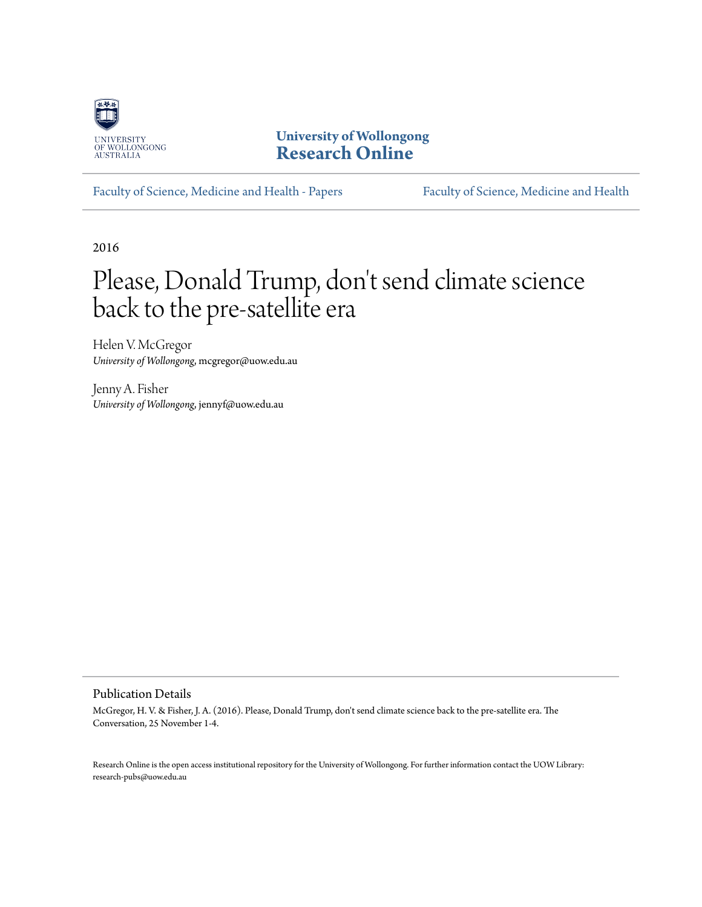University of Wollongong
Research Online

Faculty of Science, Medicine and Health - Papers | Faculty of Science, Medicine and Health

2016

# Please, Donald Trump, don't send climate science back to the pre-satellite era

Helen V. McGregor
*University of Wollongong*, mcgregor@uow.edu.au

Jenny A. Fisher
*University of Wollongong*, jennyf@uow.edu.au

## Publication Details

McGregor, H. V. & Fisher, J. A. (2016). Please, Donald Trump, don't send climate science back to the pre-satellite era. The Conversation, 25 November 1-4.

Research Online is the open access institutional repository for the University of Wollongong. For further information contact the UOW Library: research-pubs@uow.edu.au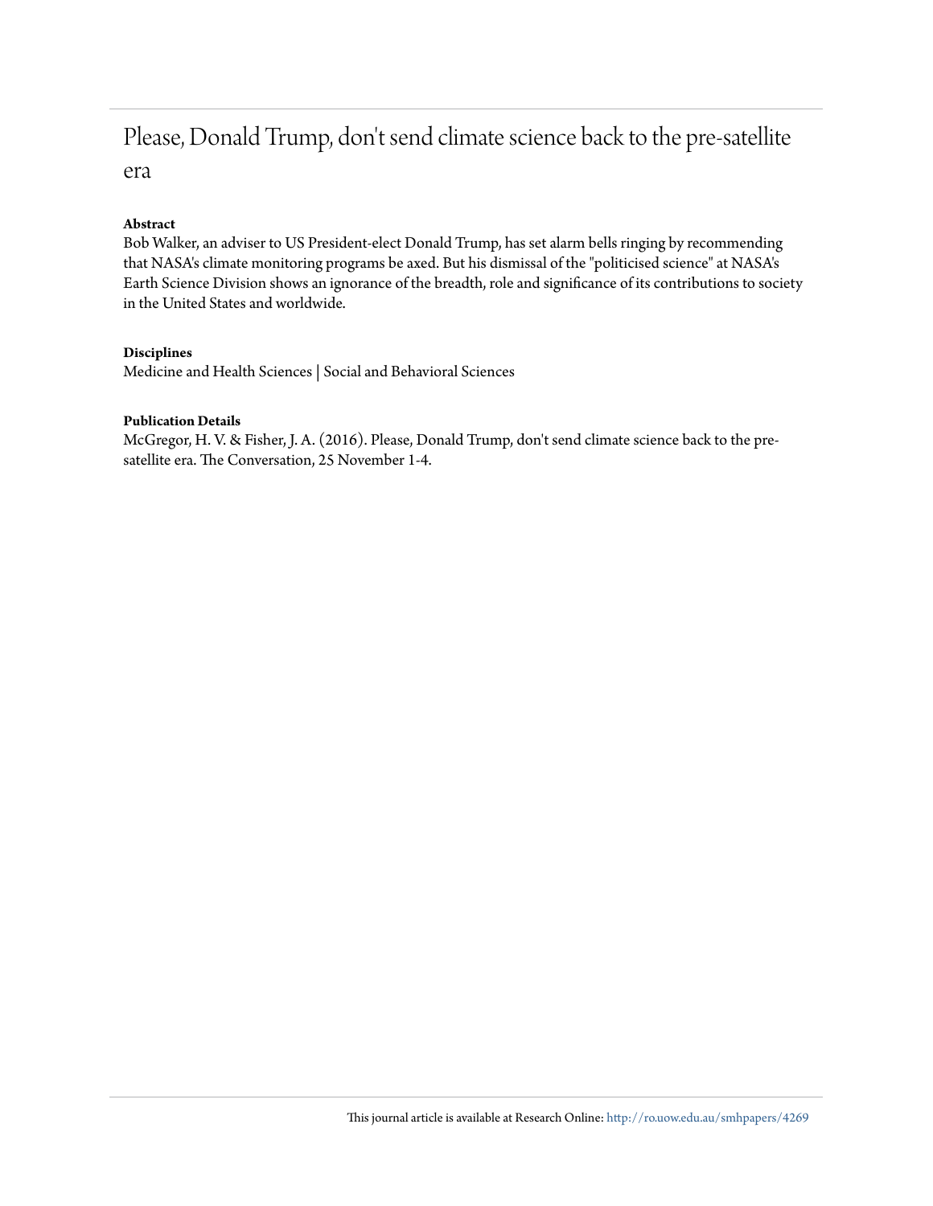# Please, Donald Trump, don't send climate science back to the pre-satellite era

**Abstract**

Bob Walker, an adviser to US President-elect Donald Trump, has set alarm bells ringing by recommending that NASA's climate monitoring programs be axed. But his dismissal of the "politicised science" at NASA's Earth Science Division shows an ignorance of the breadth, role and significance of its contributions to society in the United States and worldwide.

**Disciplines**

Medicine and Health Sciences | Social and Behavioral Sciences

**Publication Details**

McGregor, H. V. & Fisher, J. A. (2016). Please, Donald Trump, don't send climate science back to the pre-satellite era. The Conversation, 25 November 1-4.

This journal article is available at Research Online: http://ro.uow.edu.au/smhpapers/4269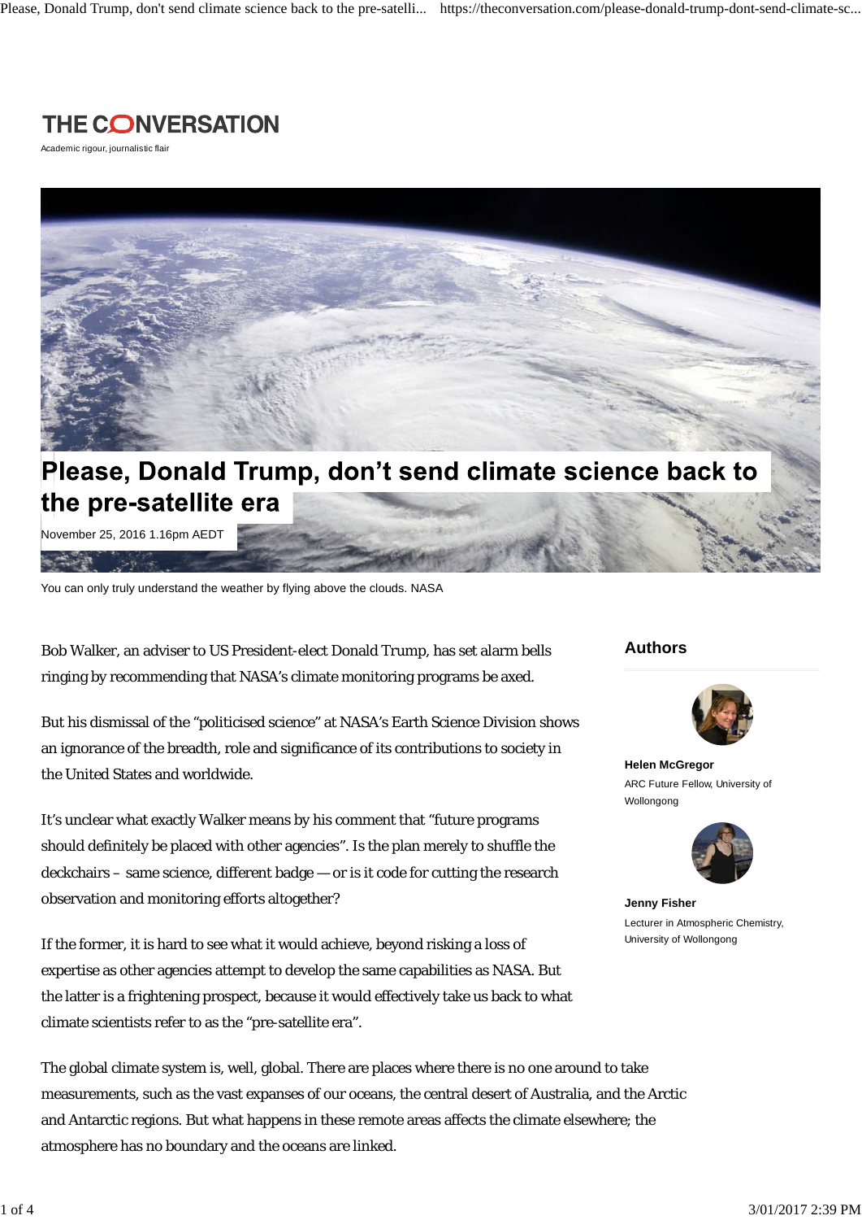THE CONVERSATION

Academic rigour, journalistic flair

# Please, Donald Trump, don't send climate science back to the pre-satellite era

November 25, 2016 1.16pm AEDT

You can only truly understand the weather by flying above the clouds. NASA

Bob Walker, an adviser to US President-elect Donald Trump, has set alarm bells ringing by recommending that NASA's climate monitoring programs be axed.

But his dismissal of the "politicised science" at NASA's Earth Science Division shows an ignorance of the breadth, role and significance of its contributions to society in the United States and worldwide.

It's unclear what exactly Walker means by his comment that "future programs should definitely be placed with other agencies". Is the plan merely to shuffle the deckchairs – same science, different badge — or is it code for cutting the research observation and monitoring efforts altogether?

If the former, it is hard to see what it would achieve, beyond risking a loss of expertise as other agencies attempt to develop the same capabilities as NASA. But the latter is a frightening prospect, because it would effectively take us back to what climate scientists refer to as the "pre-satellite era".

The global climate system is, well, global. There are places where there is no one around to take measurements, such as the vast expanses of our oceans, the central desert of Australia, and the Arctic and Antarctic regions. But what happens in these remote areas affects the climate elsewhere; the atmosphere has no boundary and the oceans are linked.

## Authors

**Helen McGregor**
ARC Future Fellow, University of Wollongong

**Jenny Fisher**
Lecturer in Atmospheric Chemistry, University of Wollongong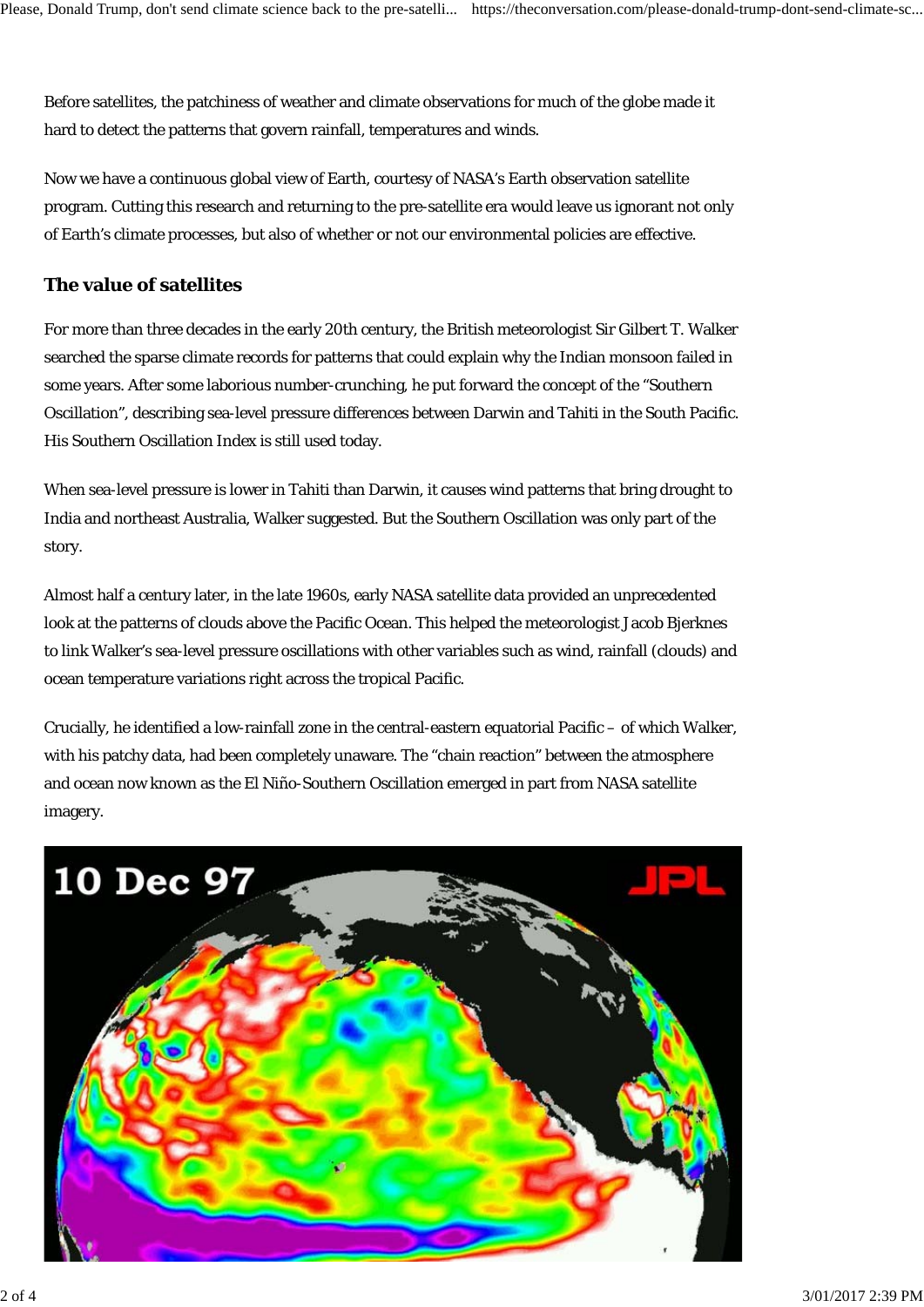Before satellites, the patchiness of weather and climate observations for much of the globe made it hard to detect the patterns that govern rainfall, temperatures and winds.

Now we have a continuous global view of Earth, courtesy of NASA's Earth observation satellite program. Cutting this research and returning to the pre-satellite era would leave us ignorant not only of Earth's climate processes, but also of whether or not our environmental policies are effective.

## The value of satellites

For more than three decades in the early 20th century, the British meteorologist Sir Gilbert T. Walker searched the sparse climate records for patterns that could explain why the Indian monsoon failed in some years. After some laborious number-crunching, he put forward the concept of the "Southern Oscillation", describing sea-level pressure differences between Darwin and Tahiti in the South Pacific. His Southern Oscillation Index is still used today.

When sea-level pressure is lower in Tahiti than Darwin, it causes wind patterns that bring drought to India and northeast Australia, Walker suggested. But the Southern Oscillation was only part of the story.

Almost half a century later, in the late 1960s, early NASA satellite data provided an unprecedented look at the patterns of clouds above the Pacific Ocean. This helped the meteorologist Jacob Bjerknes to link Walker's sea-level pressure oscillations with other variables such as wind, rainfall (clouds) and ocean temperature variations right across the tropical Pacific.

Crucially, he identified a low-rainfall zone in the central-eastern equatorial Pacific – of which Walker, with his patchy data, had been completely unaware. The "chain reaction" between the atmosphere and ocean now known as the El Niño-Southern Oscillation emerged in part from NASA satellite imagery.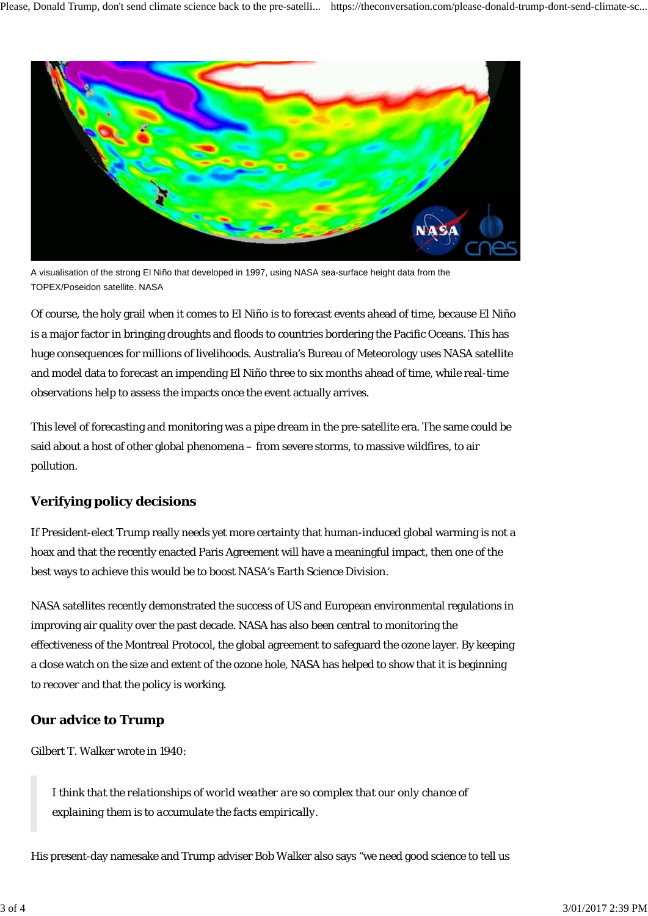A visualisation of the strong El Niño that developed in 1997, using NASA sea-surface height data from the TOPEX/Poseidon satellite. NASA

Of course, the holy grail when it comes to El Niño is to forecast events ahead of time, because El Niño is a major factor in bringing droughts and floods to countries bordering the Pacific Oceans. This has huge consequences for millions of livelihoods. Australia's Bureau of Meteorology uses NASA satellite and model data to forecast an impending El Niño three to six months ahead of time, while real-time observations help to assess the impacts once the event actually arrives.

This level of forecasting and monitoring was a pipe dream in the pre-satellite era. The same could be said about a host of other global phenomena – from severe storms, to massive wildfires, to air pollution.

## Verifying policy decisions

If President-elect Trump really needs yet more certainty that human-induced global warming is not a hoax and that the recently enacted Paris Agreement will have a meaningful impact, then one of the best ways to achieve this would be to boost NASA's Earth Science Division.

NASA satellites recently demonstrated the success of US and European environmental regulations in improving air quality over the past decade. NASA has also been central to monitoring the effectiveness of the Montreal Protocol, the global agreement to safeguard the ozone layer. By keeping a close watch on the size and extent of the ozone hole, NASA has helped to show that it is beginning to recover and that the policy is working.

## Our advice to Trump

Gilbert T. Walker wrote in 1940:

> *I think that the relationships of world weather are so complex that our only chance of explaining them is to accumulate the facts empirically.*

His present-day namesake and Trump adviser Bob Walker also says "we need good science to tell us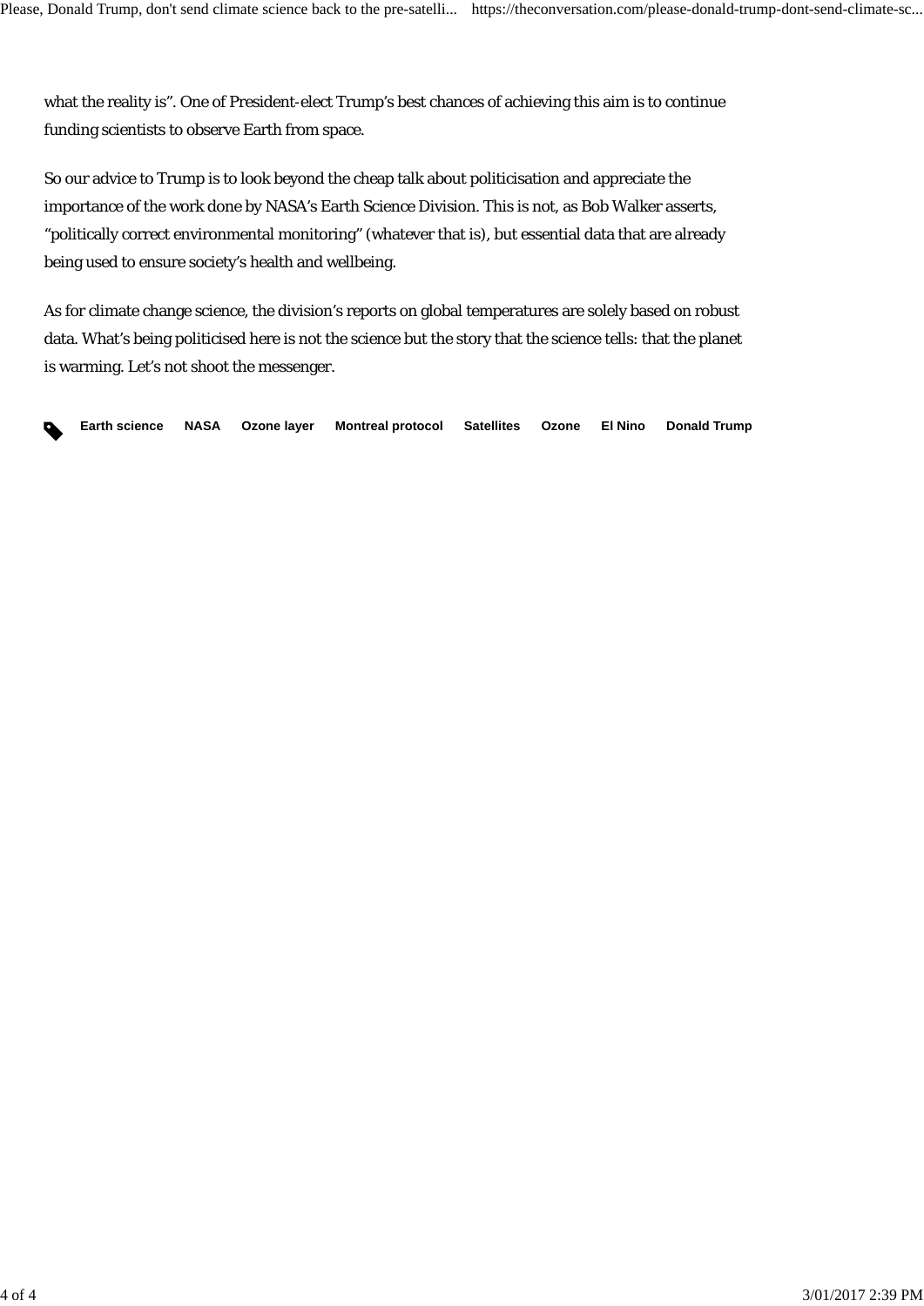what the reality is”. One of President-elect Trump’s best chances of achieving this aim is to continue funding scientists to observe Earth from space.

So our advice to Trump is to look beyond the cheap talk about politicisation and appreciate the importance of the work done by NASA’s Earth Science Division. This is not, as Bob Walker asserts, “politically correct environmental monitoring” (whatever that is), but essential data that are already being used to ensure society’s health and wellbeing.

As for climate change science, the division’s reports on global temperatures are solely based on robust data. What’s being politicised here is not the science but the story that the science tells: that the planet is warming. Let’s not shoot the messenger.

**Earth science** **NASA** **Ozone layer** **Montreal protocol** **Satellites** **Ozone** **El Nino** **Donald Trump**